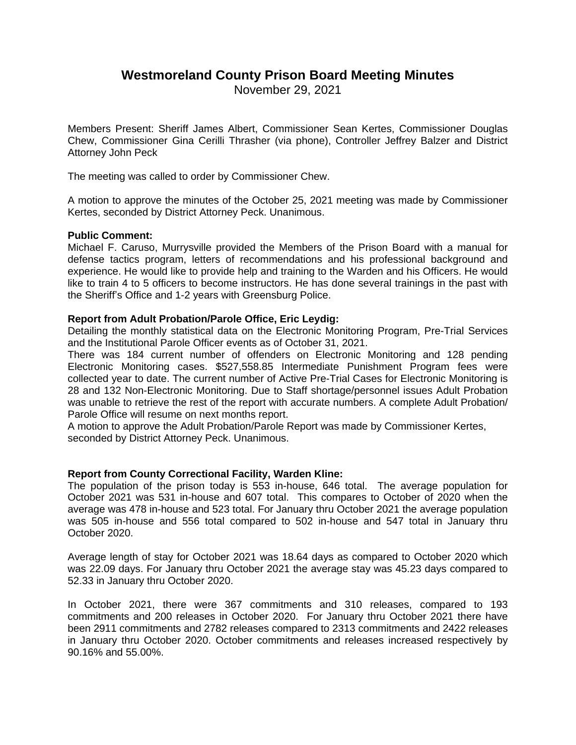# Westmoreland County Prison Board Meeting Minutes

November 29, 2021

Members Present: Sheriff James Albert, Commissioner Sean Kertes, Commissioner Douglas Chew, Commissioner Gina Cerilli Thrasher (via phone), Controller Jeffrey Balzer and District Attorney John Peck

The meeting was called to order by Commissioner Chew.

A motion to approve the minutes of the October 25, 2021 meeting was made by Commissioner Kertes, seconded by District Attorney Peck. Unanimous.

**Public Comment:**
Michael F. Caruso, Murrysville provided the Members of the Prison Board with a manual for defense tactics program, letters of recommendations and his professional background and experience. He would like to provide help and training to the Warden and his Officers. He would like to train 4 to 5 officers to become instructors. He has done several trainings in the past with the Sheriff's Office and 1-2 years with Greensburg Police.

**Report from Adult Probation/Parole Office, Eric Leydig:**
Detailing the monthly statistical data on the Electronic Monitoring Program, Pre-Trial Services and the Institutional Parole Officer events as of October 31, 2021.
There was 184 current number of offenders on Electronic Monitoring and 128 pending Electronic Monitoring cases. $527,558.85 Intermediate Punishment Program fees were collected year to date. The current number of Active Pre-Trial Cases for Electronic Monitoring is 28 and 132 Non-Electronic Monitoring. Due to Staff shortage/personnel issues Adult Probation was unable to retrieve the rest of the report with accurate numbers. A complete Adult Probation/ Parole Office will resume on next months report.
A motion to approve the Adult Probation/Parole Report was made by Commissioner Kertes, seconded by District Attorney Peck. Unanimous.

**Report from County Correctional Facility, Warden Kline:**
The population of the prison today is 553 in-house, 646 total. The average population for October 2021 was 531 in-house and 607 total. This compares to October of 2020 when the average was 478 in-house and 523 total. For January thru October 2021 the average population was 505 in-house and 556 total compared to 502 in-house and 547 total in January thru October 2020.

Average length of stay for October 2021 was 18.64 days as compared to October 2020 which was 22.09 days. For January thru October 2021 the average stay was 45.23 days compared to 52.33 in January thru October 2020.

In October 2021, there were 367 commitments and 310 releases, compared to 193 commitments and 200 releases in October 2020. For January thru October 2021 there have been 2911 commitments and 2782 releases compared to 2313 commitments and 2422 releases in January thru October 2020. October commitments and releases increased respectively by 90.16% and 55.00%.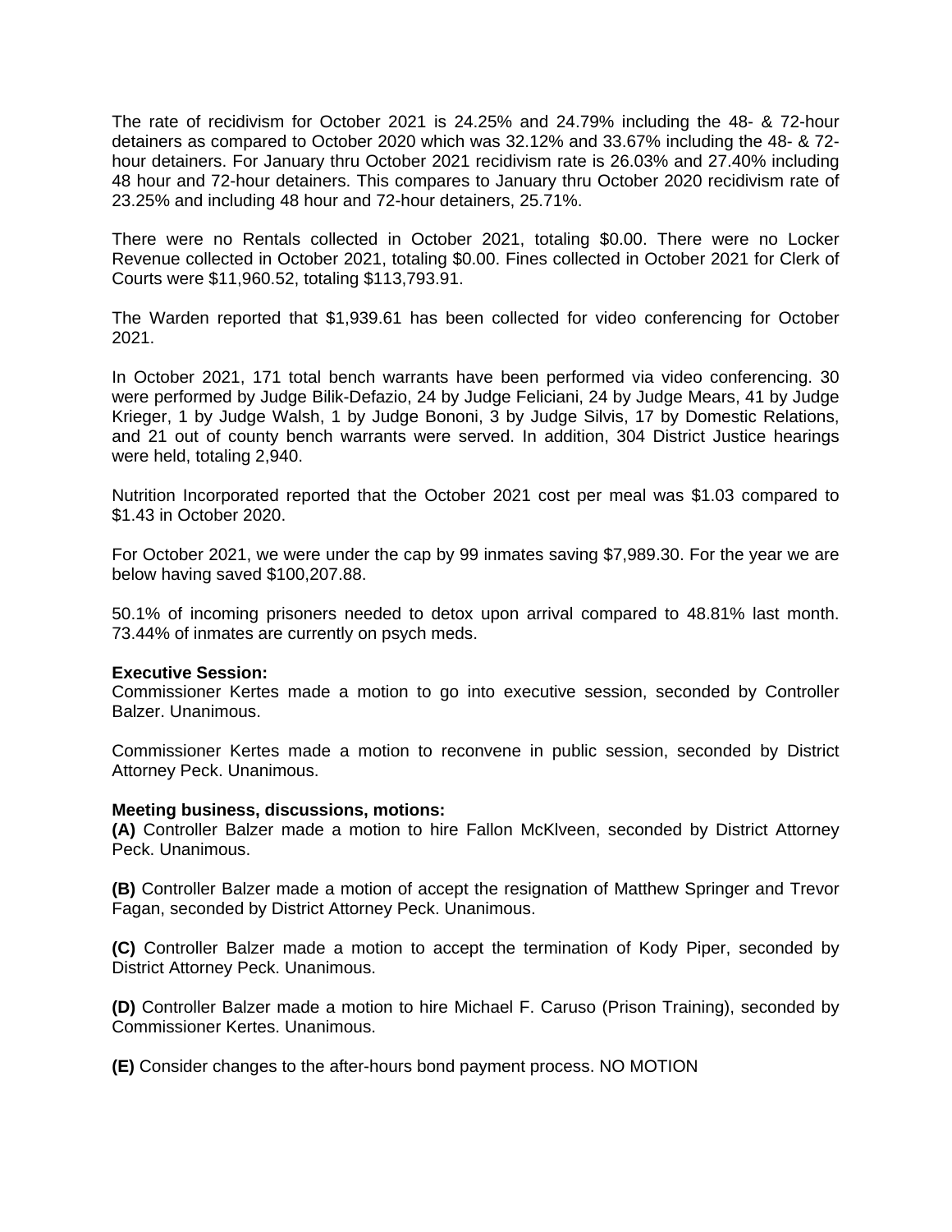The rate of recidivism for October 2021 is 24.25% and 24.79% including the 48- & 72-hour detainers as compared to October 2020 which was 32.12% and 33.67% including the 48- & 72-hour detainers. For January thru October 2021 recidivism rate is 26.03% and 27.40% including 48 hour and 72-hour detainers. This compares to January thru October 2020 recidivism rate of 23.25% and including 48 hour and 72-hour detainers, 25.71%.

There were no Rentals collected in October 2021, totaling $0.00. There were no Locker Revenue collected in October 2021, totaling $0.00. Fines collected in October 2021 for Clerk of Courts were $11,960.52, totaling $113,793.91.

The Warden reported that $1,939.61 has been collected for video conferencing for October 2021.

In October 2021, 171 total bench warrants have been performed via video conferencing. 30 were performed by Judge Bilik-Defazio, 24 by Judge Feliciani, 24 by Judge Mears, 41 by Judge Krieger, 1 by Judge Walsh, 1 by Judge Bononi, 3 by Judge Silvis, 17 by Domestic Relations, and 21 out of county bench warrants were served. In addition, 304 District Justice hearings were held, totaling 2,940.

Nutrition Incorporated reported that the October 2021 cost per meal was $1.03 compared to $1.43 in October 2020.

For October 2021, we were under the cap by 99 inmates saving $7,989.30. For the year we are below having saved $100,207.88.

50.1% of incoming prisoners needed to detox upon arrival compared to 48.81% last month. 73.44% of inmates are currently on psych meds.

**Executive Session:**
Commissioner Kertes made a motion to go into executive session, seconded by Controller Balzer. Unanimous.

Commissioner Kertes made a motion to reconvene in public session, seconded by District Attorney Peck. Unanimous.

**Meeting business, discussions, motions:**
**(A)** Controller Balzer made a motion to hire Fallon McKlveen, seconded by District Attorney Peck. Unanimous.

**(B)** Controller Balzer made a motion of accept the resignation of Matthew Springer and Trevor Fagan, seconded by District Attorney Peck. Unanimous.

**(C)** Controller Balzer made a motion to accept the termination of Kody Piper, seconded by District Attorney Peck. Unanimous.

**(D)** Controller Balzer made a motion to hire Michael F. Caruso (Prison Training), seconded by Commissioner Kertes. Unanimous.

**(E)** Consider changes to the after-hours bond payment process. NO MOTION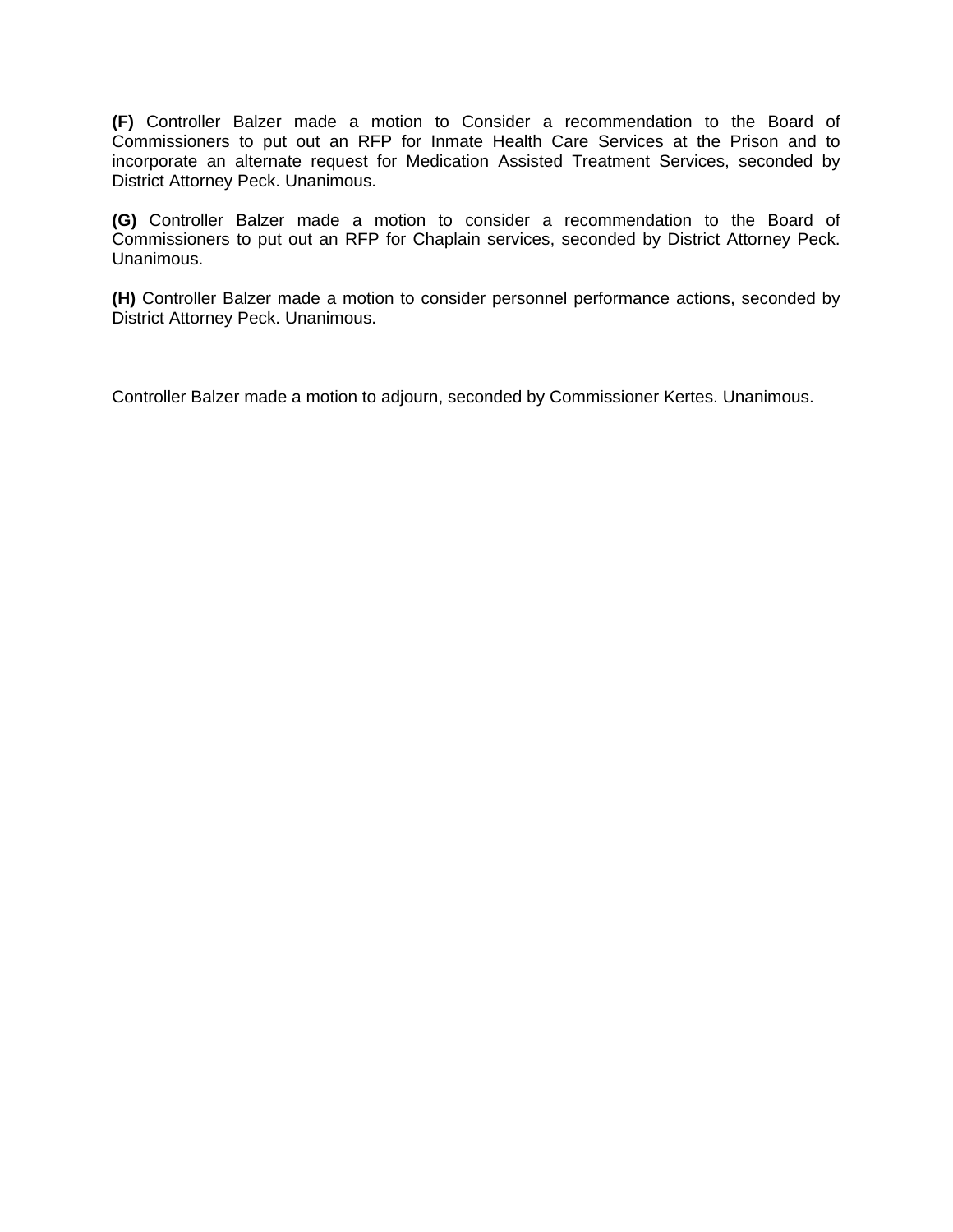**(F)** Controller Balzer made a motion to Consider a recommendation to the Board of Commissioners to put out an RFP for Inmate Health Care Services at the Prison and to incorporate an alternate request for Medication Assisted Treatment Services, seconded by District Attorney Peck. Unanimous.

**(G)** Controller Balzer made a motion to consider a recommendation to the Board of Commissioners to put out an RFP for Chaplain services, seconded by District Attorney Peck. Unanimous.

**(H)** Controller Balzer made a motion to consider personnel performance actions, seconded by District Attorney Peck. Unanimous.

Controller Balzer made a motion to adjourn, seconded by Commissioner Kertes. Unanimous.